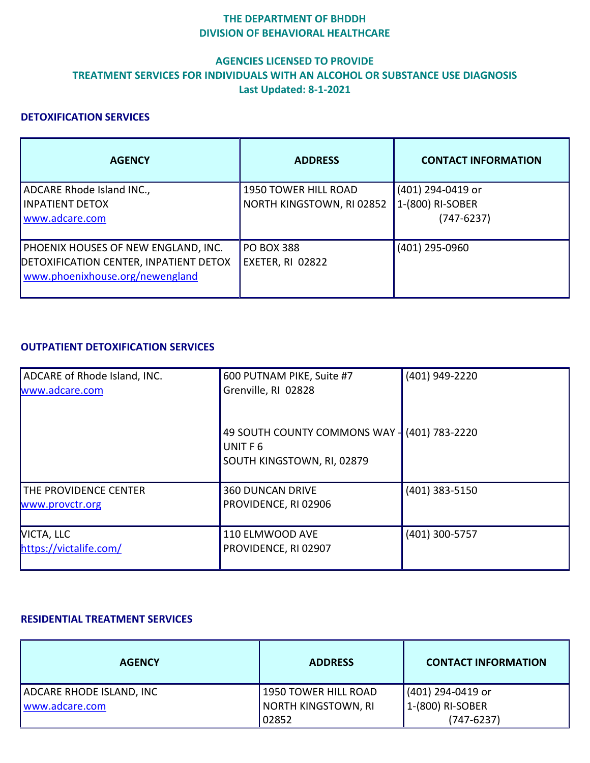# THE DEPARTMENT OF BHDDH
## DIVISION OF BEHAVIORAL HEALTHCARE

## AGENCIES LICENSED TO PROVIDE TREATMENT SERVICES FOR INDIVIDUALS WITH AN ALCOHOL OR SUBSTANCE USE DIAGNOSIS

**Last Updated: 8-1-2021**

### DETOXIFICATION SERVICES

| AGENCY | ADDRESS | CONTACT INFORMATION |
|---|---|---|
| ADCARE Rhode Island INC.,<br>INPATIENT DETOX<br>www.adcare.com | 1950 TOWER HILL ROAD<br>NORTH KINGSTOWN, RI 02852 | (401) 294-0419 or<br>1-(800) RI-SOBER<br>(747-6237) |
| PHOENIX HOUSES OF NEW ENGLAND, INC.<br>DETOXIFICATION CENTER, INPATIENT DETOX<br>www.phoenixhouse.org/newengland | PO BOX 388<br>EXETER, RI 02822 | (401) 295-0960 |

### OUTPATIENT DETOXIFICATION SERVICES

| AGENCY | ADDRESS | CONTACT INFORMATION |
|---|---|---|
| ADCARE of Rhode Island, INC.<br>www.adcare.com | 600 PUTNAM PIKE, Suite #7<br>Grenville, RI 02828 | (401) 949-2220 |
| | 49 SOUTH COUNTY COMMONS WAY - UNIT F 6<br>SOUTH KINGSTOWN, RI, 02879 | (401) 783-2220 |
| THE PROVIDENCE CENTER<br>www.provctr.org | 360 DUNCAN DRIVE<br>PROVIDENCE, RI 02906 | (401) 383-5150 |
| VICTA, LLC<br>https://victalife.com/ | 110 ELMWOOD AVE<br>PROVIDENCE, RI 02907 | (401) 300-5757 |

### RESIDENTIAL TREATMENT SERVICES

| AGENCY | ADDRESS | CONTACT INFORMATION |
|---|---|---|
| ADCARE RHODE ISLAND, INC<br>www.adcare.com | 1950 TOWER HILL ROAD<br>NORTH KINGSTOWN, RI 02852 | (401) 294-0419 or<br>1-(800) RI-SOBER<br>(747-6237) |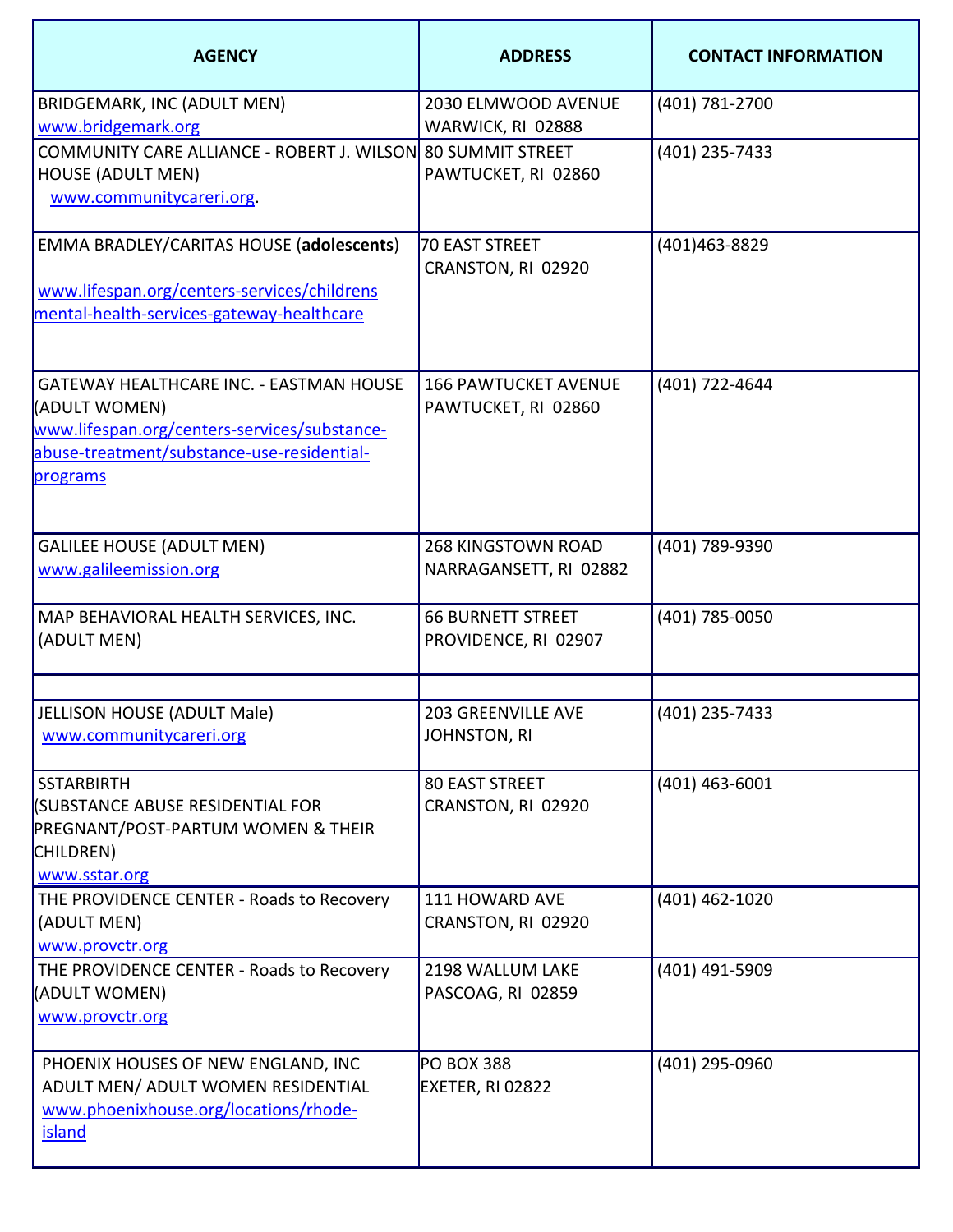| AGENCY | ADDRESS | CONTACT INFORMATION |
|---|---|---|
| BRIDGEMARK, INC (ADULT MEN) www.bridgemark.org | 2030 ELMWOOD AVENUE WARWICK, RI 02888 | (401) 781-2700 |
| COMMUNITY CARE ALLIANCE - ROBERT J. WILSON HOUSE (ADULT MEN) www.communitycareri.org. | 80 SUMMIT STREET PAWTUCKET, RI 02860 | (401) 235-7433 |
| EMMA BRADLEY/CARITAS HOUSE (**adolescents**) www.lifespan.org/centers-services/childrens mental-health-services-gateway-healthcare | 70 EAST STREET CRANSTON, RI 02920 | (401)463-8829 |
| GATEWAY HEALTHCARE INC. - EASTMAN HOUSE (ADULT WOMEN) www.lifespan.org/centers-services/substance-abuse-treatment/substance-use-residential-programs | 166 PAWTUCKET AVENUE PAWTUCKET, RI 02860 | (401) 722-4644 |
| GALILEE HOUSE (ADULT MEN) www.galileemission.org | 268 KINGSTOWN ROAD NARRAGANSETT, RI 02882 | (401) 789-9390 |
| MAP BEHAVIORAL HEALTH SERVICES, INC. (ADULT MEN) | 66 BURNETT STREET PROVIDENCE, RI 02907 | (401) 785-0050 |
| | | |
| JELLISON HOUSE (ADULT Male) www.communitycareri.org | 203 GREENVILLE AVE JOHNSTON, RI | (401) 235-7433 |
| SSTARBIRTH (SUBSTANCE ABUSE RESIDENTIAL FOR PREGNANT/POST-PARTUM WOMEN & THEIR CHILDREN) www.sstar.org | 80 EAST STREET CRANSTON, RI 02920 | (401) 463-6001 |
| THE PROVIDENCE CENTER - Roads to Recovery (ADULT MEN) www.provctr.org | 111 HOWARD AVE CRANSTON, RI 02920 | (401) 462-1020 |
| THE PROVIDENCE CENTER - Roads to Recovery (ADULT WOMEN) www.provctr.org | 2198 WALLUM LAKE PASCOAG, RI 02859 | (401) 491-5909 |
| PHOENIX HOUSES OF NEW ENGLAND, INC ADULT MEN/ ADULT WOMEN RESIDENTIAL www.phoenixhouse.org/locations/rhode-island | PO BOX 388 EXETER, RI 02822 | (401) 295-0960 |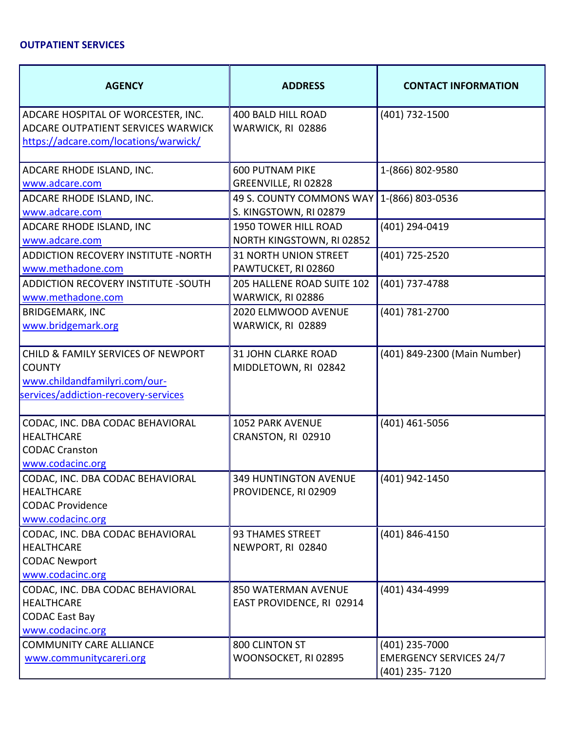**OUTPATIENT SERVICES**

| AGENCY | ADDRESS | CONTACT INFORMATION |
|---|---|---|
| ADCARE HOSPITAL OF WORCESTER, INC.<br>ADCARE OUTPATIENT SERVICES WARWICK<br>https://adcare.com/locations/warwick/ | 400 BALD HILL ROAD<br>WARWICK, RI 02886 | (401) 732-1500 |
| ADCARE RHODE ISLAND, INC.<br>www.adcare.com | 600 PUTNAM PIKE<br>GREENVILLE, RI 02828 | 1-(866) 802-9580 |
| ADCARE RHODE ISLAND, INC.<br>www.adcare.com | 49 S. COUNTY COMMONS WAY<br>S. KINGSTOWN, RI 02879 | 1-(866) 803-0536 |
| ADCARE RHODE ISLAND, INC<br>www.adcare.com | 1950 TOWER HILL ROAD<br>NORTH KINGSTOWN, RI 02852 | (401) 294-0419 |
| ADDICTION RECOVERY INSTITUTE -NORTH<br>www.methadone.com | 31 NORTH UNION STREET<br>PAWTUCKET, RI 02860 | (401) 725-2520 |
| ADDICTION RECOVERY INSTITUTE -SOUTH<br>www.methadone.com | 205 HALLENE ROAD SUITE 102<br>WARWICK, RI 02886 | (401) 737-4788 |
| BRIDGEMARK, INC<br>www.bridgemark.org | 2020 ELMWOOD AVENUE<br>WARWICK, RI 02889 | (401) 781-2700 |
| CHILD & FAMILY SERVICES OF NEWPORT COUNTY<br>www.childandfamilyri.com/our-services/addiction-recovery-services | 31 JOHN CLARKE ROAD<br>MIDDLETOWN, RI 02842 | (401) 849-2300 (Main Number) |
| CODAC, INC. DBA CODAC BEHAVIORAL HEALTHCARE<br>CODAC Cranston<br>www.codacinc.org | 1052 PARK AVENUE<br>CRANSTON, RI 02910 | (401) 461-5056 |
| CODAC, INC. DBA CODAC BEHAVIORAL HEALTHCARE<br>CODAC Providence<br>www.codacinc.org | 349 HUNTINGTON AVENUE<br>PROVIDENCE, RI 02909 | (401) 942-1450 |
| CODAC, INC. DBA CODAC BEHAVIORAL HEALTHCARE<br>CODAC Newport<br>www.codacinc.org | 93 THAMES STREET<br>NEWPORT, RI 02840 | (401) 846-4150 |
| CODAC, INC. DBA CODAC BEHAVIORAL HEALTHCARE<br>CODAC East Bay<br>www.codacinc.org | 850 WATERMAN AVENUE<br>EAST PROVIDENCE, RI 02914 | (401) 434-4999 |
| COMMUNITY CARE ALLIANCE<br>www.communitycareri.org | 800 CLINTON ST<br>WOONSOCKET, RI 02895 | (401) 235-7000<br>EMERGENCY SERVICES 24/7<br>(401) 235- 7120 |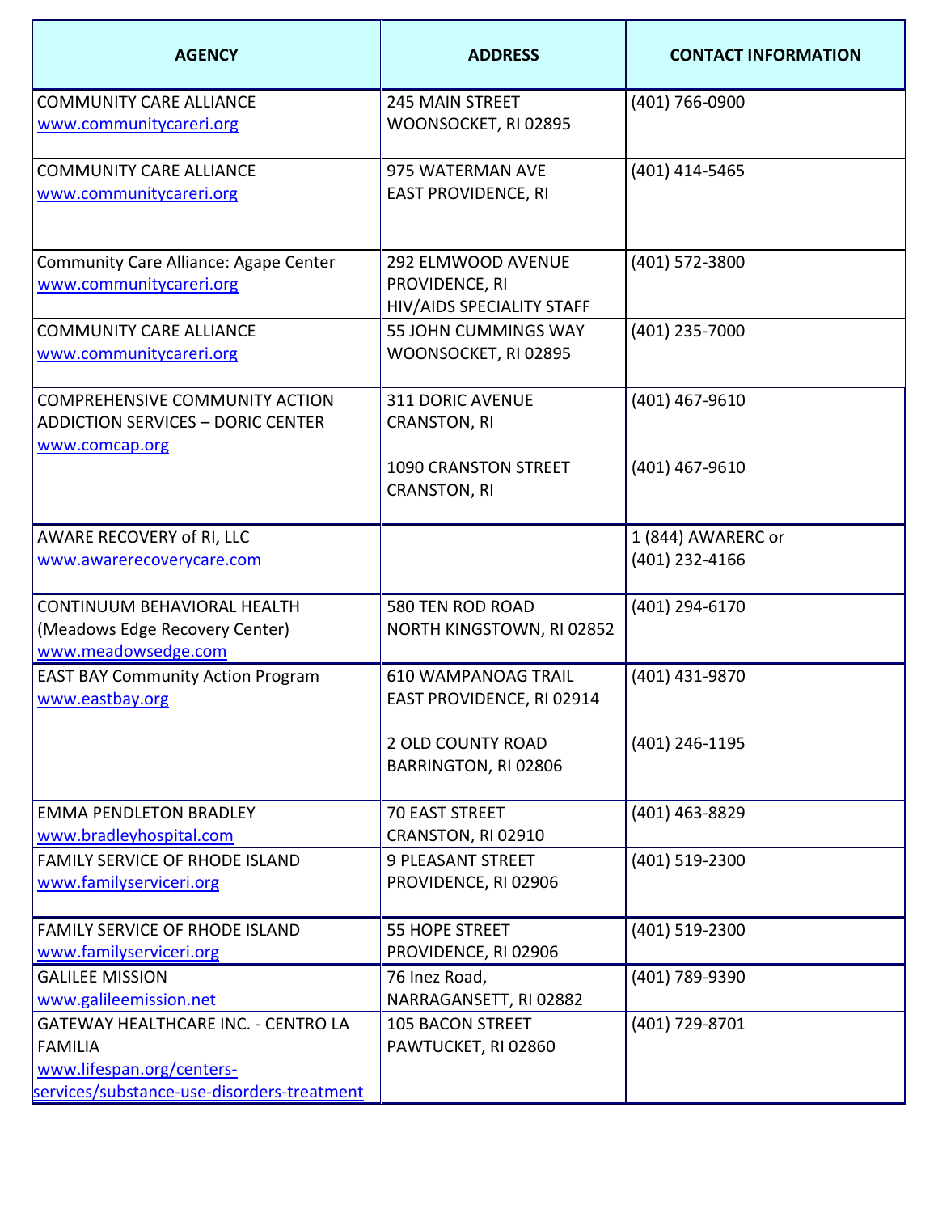| AGENCY | ADDRESS | CONTACT INFORMATION |
|---|---|---|
| COMMUNITY CARE ALLIANCE<br>www.communitycareri.org | 245 MAIN STREET<br>WOONSOCKET, RI 02895 | (401) 766-0900 |
| COMMUNITY CARE ALLIANCE<br>www.communitycareri.org | 975 WATERMAN AVE<br>EAST PROVIDENCE, RI | (401) 414-5465 |
| Community Care Alliance: Agape Center<br>www.communitycareri.org | 292 ELMWOOD AVENUE<br>PROVIDENCE, RI<br>HIV/AIDS SPECIALITY STAFF | (401) 572-3800 |
| COMMUNITY CARE ALLIANCE<br>www.communitycareri.org | 55 JOHN CUMMINGS WAY<br>WOONSOCKET, RI 02895 | (401) 235-7000 |
| COMPREHENSIVE COMMUNITY ACTION ADDICTION SERVICES – DORIC CENTER<br>www.comcap.org | 311 DORIC AVENUE<br>CRANSTON, RI<br><br>1090 CRANSTON STREET<br>CRANSTON, RI | (401) 467-9610<br><br>(401) 467-9610 |
| AWARE RECOVERY of RI, LLC<br>www.awarerecoverycare.com | | 1 (844) AWARERC or<br>(401) 232-4166 |
| CONTINUUM BEHAVIORAL HEALTH<br>(Meadows Edge Recovery Center)<br>www.meadowsedge.com | 580 TEN ROD ROAD<br>NORTH KINGSTOWN, RI 02852 | (401) 294-6170 |
| EAST BAY Community Action Program<br>www.eastbay.org | 610 WAMPANOAG TRAIL<br>EAST PROVIDENCE, RI 02914<br><br>2 OLD COUNTY ROAD<br>BARRINGTON, RI 02806 | (401) 431-9870<br><br>(401) 246-1195 |
| EMMA PENDLETON BRADLEY<br>www.bradleyhospital.com | 70 EAST STREET<br>CRANSTON, RI 02910 | (401) 463-8829 |
| FAMILY SERVICE OF RHODE ISLAND<br>www.familyserviceri.org | 9 PLEASANT STREET<br>PROVIDENCE, RI 02906 | (401) 519-2300 |
| FAMILY SERVICE OF RHODE ISLAND<br>www.familyserviceri.org | 55 HOPE STREET<br>PROVIDENCE, RI 02906 | (401) 519-2300 |
| GALILEE MISSION<br>www.galileemission.net | 76 Inez Road,<br>NARRAGANSETT, RI 02882 | (401) 789-9390 |
| GATEWAY HEALTHCARE INC. - CENTRO LA FAMILIA<br>www.lifespan.org/centers-services/substance-use-disorders-treatment | 105 BACON STREET<br>PAWTUCKET, RI 02860 | (401) 729-8701 |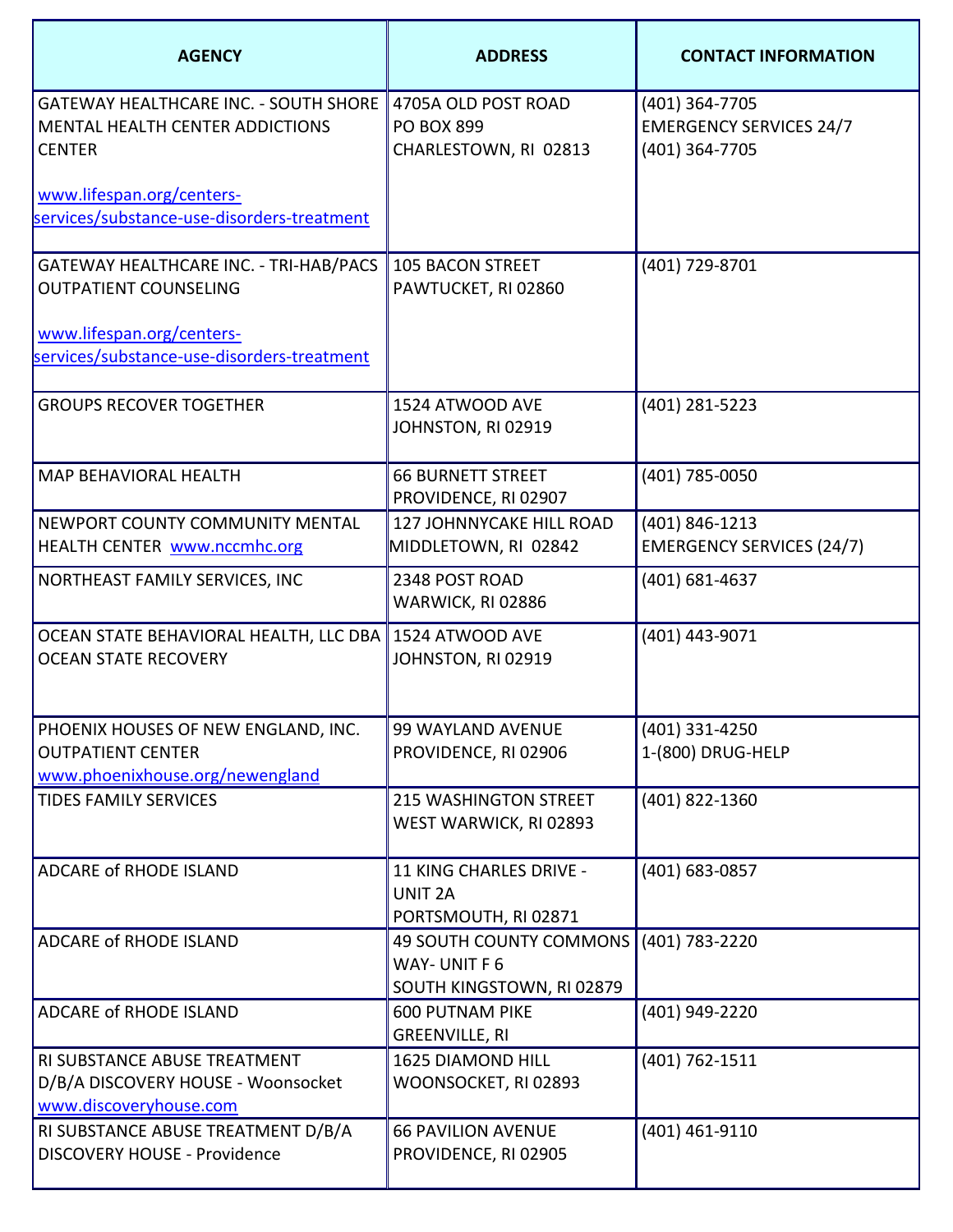| AGENCY | ADDRESS | CONTACT INFORMATION |
|---|---|---|
| GATEWAY HEALTHCARE INC. - SOUTH SHORE MENTAL HEALTH CENTER ADDICTIONS CENTER<br><br>www.lifespan.org/centers-services/substance-use-disorders-treatment | 4705A OLD POST ROAD<br>PO BOX 899<br>CHARLESTOWN, RI 02813 | (401) 364-7705<br>EMERGENCY SERVICES 24/7<br>(401) 364-7705 |
| GATEWAY HEALTHCARE INC. - TRI-HAB/PACS OUTPATIENT COUNSELING<br><br>www.lifespan.org/centers-services/substance-use-disorders-treatment | 105 BACON STREET<br>PAWTUCKET, RI 02860 | (401) 729-8701 |
| GROUPS RECOVER TOGETHER | 1524 ATWOOD AVE<br>JOHNSTON, RI 02919 | (401) 281-5223 |
| MAP BEHAVIORAL HEALTH | 66 BURNETT STREET<br>PROVIDENCE, RI 02907 | (401) 785-0050 |
| NEWPORT COUNTY COMMUNITY MENTAL HEALTH CENTER www.nccmhc.org | 127 JOHNNYCAKE HILL ROAD<br>MIDDLETOWN, RI 02842 | (401) 846-1213<br>EMERGENCY SERVICES (24/7) |
| NORTHEAST FAMILY SERVICES, INC | 2348 POST ROAD<br>WARWICK, RI 02886 | (401) 681-4637 |
| OCEAN STATE BEHAVIORAL HEALTH, LLC DBA OCEAN STATE RECOVERY | 1524 ATWOOD AVE<br>JOHNSTON, RI 02919 | (401) 443-9071 |
| PHOENIX HOUSES OF NEW ENGLAND, INC. OUTPATIENT CENTER<br>www.phoenixhouse.org/newengland | 99 WAYLAND AVENUE<br>PROVIDENCE, RI 02906 | (401) 331-4250<br>1-(800) DRUG-HELP |
| TIDES FAMILY SERVICES | 215 WASHINGTON STREET<br>WEST WARWICK, RI 02893 | (401) 822-1360 |
| ADCARE of RHODE ISLAND | 11 KING CHARLES DRIVE - UNIT 2A<br>PORTSMOUTH, RI 02871 | (401) 683-0857 |
| ADCARE of RHODE ISLAND | 49 SOUTH COUNTY COMMONS WAY- UNIT F 6<br>SOUTH KINGSTOWN, RI 02879 | (401) 783-2220 |
| ADCARE of RHODE ISLAND | 600 PUTNAM PIKE<br>GREENVILLE, RI | (401) 949-2220 |
| RI SUBSTANCE ABUSE TREATMENT D/B/A DISCOVERY HOUSE - Woonsocket<br>www.discoveryhouse.com | 1625 DIAMOND HILL<br>WOONSOCKET, RI 02893 | (401) 762-1511 |
| RI SUBSTANCE ABUSE TREATMENT D/B/A DISCOVERY HOUSE - Providence | 66 PAVILION AVENUE<br>PROVIDENCE, RI 02905 | (401) 461-9110 |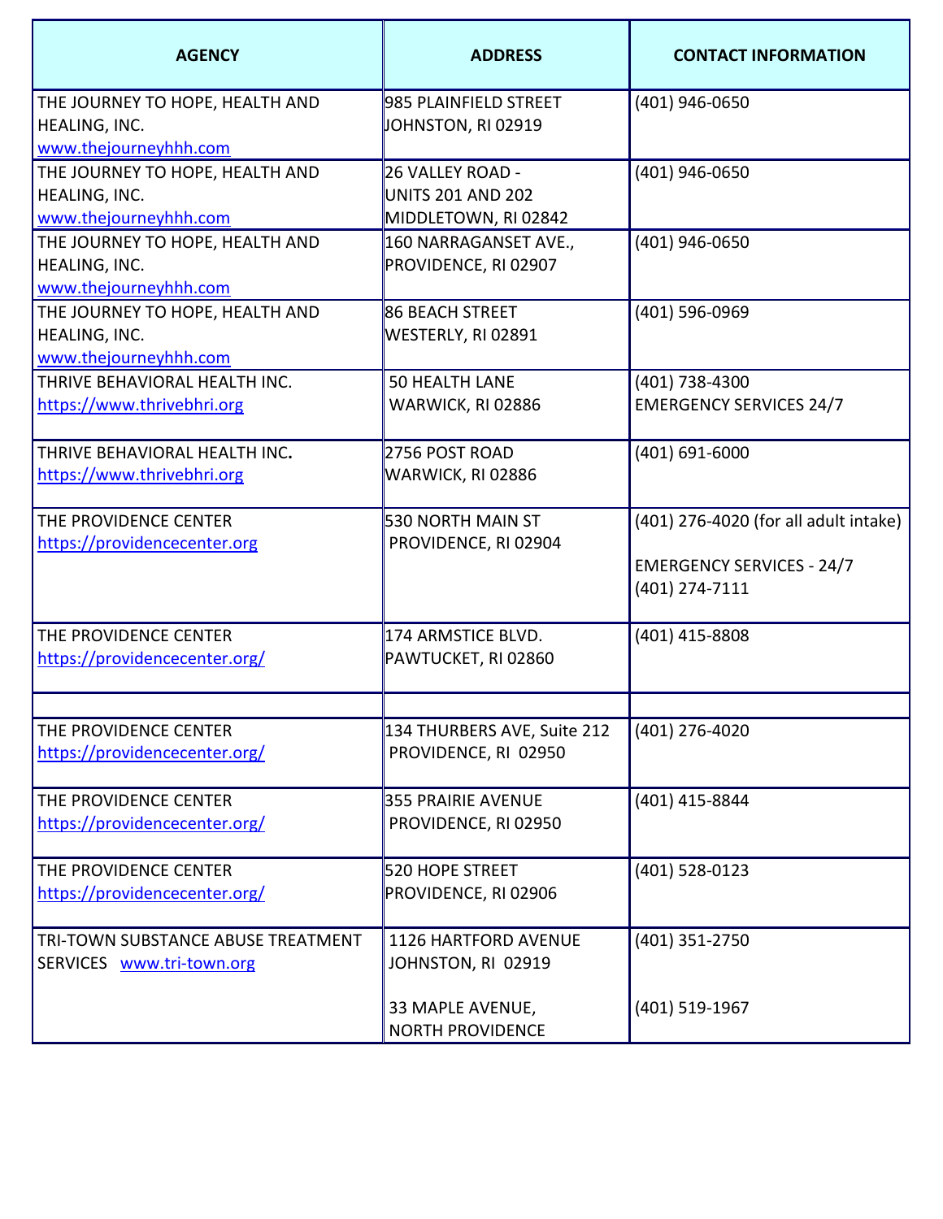| AGENCY | ADDRESS | CONTACT INFORMATION |
|---|---|---|
| THE JOURNEY TO HOPE, HEALTH AND HEALING, INC. www.thejourneyhhh.com | 985 PLAINFIELD STREET JOHNSTON, RI 02919 | (401) 946-0650 |
| THE JOURNEY TO HOPE, HEALTH AND HEALING, INC. www.thejourneyhhh.com | 26 VALLEY ROAD - UNITS 201 AND 202 MIDDLETOWN, RI 02842 | (401) 946-0650 |
| THE JOURNEY TO HOPE, HEALTH AND HEALING, INC. www.thejourneyhhh.com | 160 NARRAGANSET AVE., PROVIDENCE, RI 02907 | (401) 946-0650 |
| THE JOURNEY TO HOPE, HEALTH AND HEALING, INC. www.thejourneyhhh.com | 86 BEACH STREET WESTERLY, RI 02891 | (401) 596-0969 |
| THRIVE BEHAVIORAL HEALTH INC. https://www.thrivebhri.org | 50 HEALTH LANE WARWICK, RI 02886 | (401) 738-4300 EMERGENCY SERVICES 24/7 |
| THRIVE BEHAVIORAL HEALTH INC. https://www.thrivebhri.org | 2756 POST ROAD WARWICK, RI 02886 | (401) 691-6000 |
| THE PROVIDENCE CENTER https://providencecenter.org | 530 NORTH MAIN ST PROVIDENCE, RI 02904 | (401) 276-4020 (for all adult intake) EMERGENCY SERVICES - 24/7 (401) 274-7111 |
| THE PROVIDENCE CENTER https://providencecenter.org/ | 174 ARMSTICE BLVD. PAWTUCKET, RI 02860 | (401) 415-8808 |
| | | |
| THE PROVIDENCE CENTER https://providencecenter.org/ | 134 THURBERS AVE, Suite 212 PROVIDENCE, RI 02950 | (401) 276-4020 |
| THE PROVIDENCE CENTER https://providencecenter.org/ | 355 PRAIRIE AVENUE PROVIDENCE, RI 02950 | (401) 415-8844 |
| THE PROVIDENCE CENTER https://providencecenter.org/ | 520 HOPE STREET PROVIDENCE, RI 02906 | (401) 528-0123 |
| TRI-TOWN SUBSTANCE ABUSE TREATMENT SERVICES www.tri-town.org | 1126 HARTFORD AVENUE JOHNSTON, RI 02919<br><br>33 MAPLE AVENUE, NORTH PROVIDENCE | (401) 351-2750<br><br>(401) 519-1967 |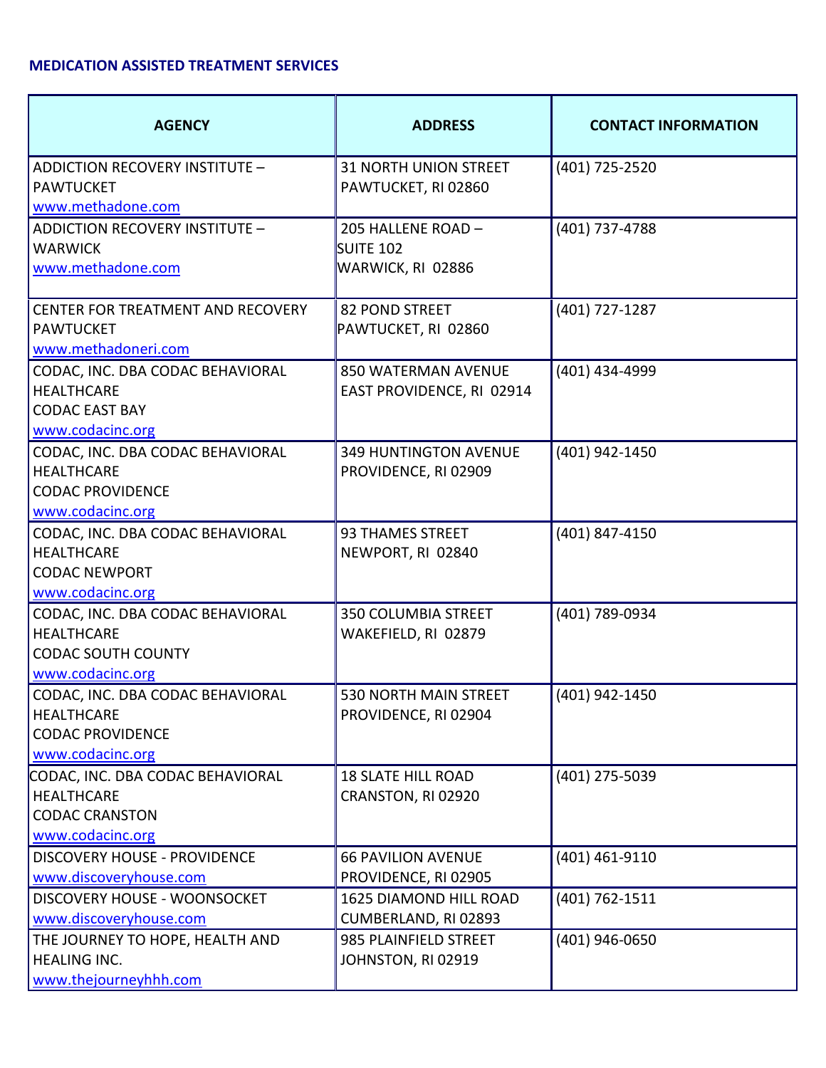**MEDICATION ASSISTED TREATMENT SERVICES**

| AGENCY | ADDRESS | CONTACT INFORMATION |
|---|---|---|
| ADDICTION RECOVERY INSTITUTE – PAWTUCKET<br>www.methadone.com | 31 NORTH UNION STREET<br>PAWTUCKET, RI 02860 | (401) 725-2520 |
| ADDICTION RECOVERY INSTITUTE – WARWICK<br>www.methadone.com | 205 HALLENE ROAD – SUITE 102<br>WARWICK, RI 02886 | (401) 737-4788 |
| CENTER FOR TREATMENT AND RECOVERY PAWTUCKET<br>www.methadoneri.com | 82 POND STREET<br>PAWTUCKET, RI 02860 | (401) 727-1287 |
| CODAC, INC. DBA CODAC BEHAVIORAL HEALTHCARE<br>CODAC EAST BAY<br>www.codacinc.org | 850 WATERMAN AVENUE<br>EAST PROVIDENCE, RI 02914 | (401) 434-4999 |
| CODAC, INC. DBA CODAC BEHAVIORAL HEALTHCARE<br>CODAC PROVIDENCE<br>www.codacinc.org | 349 HUNTINGTON AVENUE<br>PROVIDENCE, RI 02909 | (401) 942-1450 |
| CODAC, INC. DBA CODAC BEHAVIORAL HEALTHCARE<br>CODAC NEWPORT<br>www.codacinc.org | 93 THAMES STREET<br>NEWPORT, RI 02840 | (401) 847-4150 |
| CODAC, INC. DBA CODAC BEHAVIORAL HEALTHCARE<br>CODAC SOUTH COUNTY<br>www.codacinc.org | 350 COLUMBIA STREET<br>WAKEFIELD, RI 02879 | (401) 789-0934 |
| CODAC, INC. DBA CODAC BEHAVIORAL HEALTHCARE<br>CODAC PROVIDENCE<br>www.codacinc.org | 530 NORTH MAIN STREET<br>PROVIDENCE, RI 02904 | (401) 942-1450 |
| CODAC, INC. DBA CODAC BEHAVIORAL HEALTHCARE<br>CODAC CRANSTON<br>www.codacinc.org | 18 SLATE HILL ROAD<br>CRANSTON, RI 02920 | (401) 275-5039 |
| DISCOVERY HOUSE - PROVIDENCE<br>www.discoveryhouse.com | 66 PAVILION AVENUE<br>PROVIDENCE, RI 02905 | (401) 461-9110 |
| DISCOVERY HOUSE - WOONSOCKET<br>www.discoveryhouse.com | 1625 DIAMOND HILL ROAD<br>CUMBERLAND, RI 02893 | (401) 762-1511 |
| THE JOURNEY TO HOPE, HEALTH AND HEALING INC.<br>www.thejourneyhhh.com | 985 PLAINFIELD STREET<br>JOHNSTON, RI 02919 | (401) 946-0650 |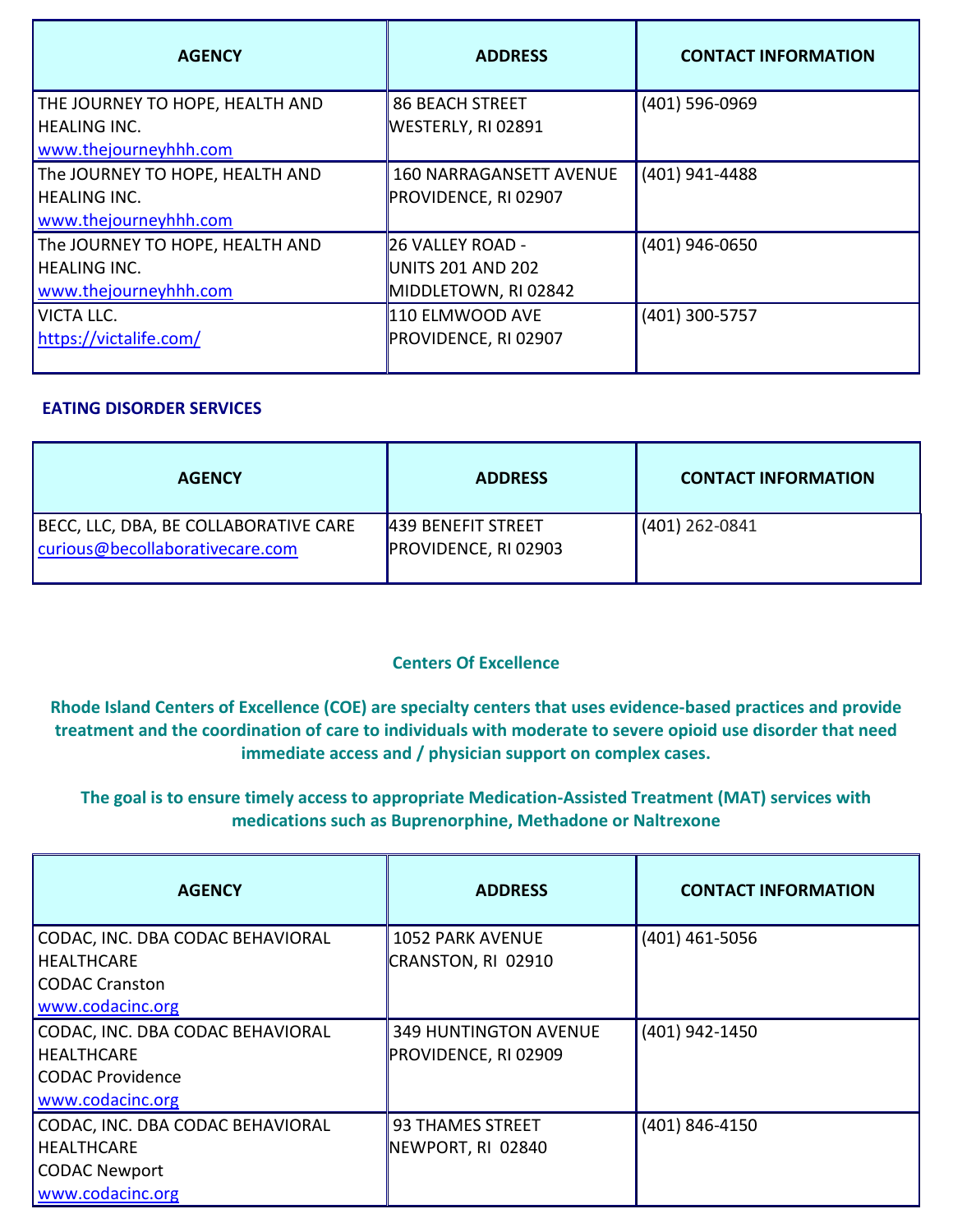| AGENCY | ADDRESS | CONTACT INFORMATION |
|---|---|---|
| THE JOURNEY TO HOPE, HEALTH AND HEALING INC. www.thejourneyhhh.com | 86 BEACH STREET WESTERLY, RI 02891 | (401) 596-0969 |
| The JOURNEY TO HOPE, HEALTH AND HEALING INC. www.thejourneyhhh.com | 160 NARRAGANSETT AVENUE PROVIDENCE, RI 02907 | (401) 941-4488 |
| The JOURNEY TO HOPE, HEALTH AND HEALING INC. www.thejourneyhhh.com | 26 VALLEY ROAD - UNITS 201 AND 202 MIDDLETOWN, RI 02842 | (401) 946-0650 |
| VICTA LLC. https://victalife.com/ | 110 ELMWOOD AVE PROVIDENCE, RI 02907 | (401) 300-5757 |

**EATING DISORDER SERVICES**

| AGENCY | ADDRESS | CONTACT INFORMATION |
|---|---|---|
| BECC, LLC, DBA, BE COLLABORATIVE CARE curious@becollaborativecare.com | 439 BENEFIT STREET PROVIDENCE, RI 02903 | (401) 262-0841 |

## Centers Of Excellence

**Rhode Island Centers of Excellence (COE) are specialty centers that uses evidence-based practices and provide treatment and the coordination of care to individuals with moderate to severe opioid use disorder that need immediate access and / physician support on complex cases.**

**The goal is to ensure timely access to appropriate Medication-Assisted Treatment (MAT) services with medications such as Buprenorphine, Methadone or Naltrexone**

| AGENCY | ADDRESS | CONTACT INFORMATION |
|---|---|---|
| CODAC, INC. DBA CODAC BEHAVIORAL HEALTHCARE CODAC Cranston www.codacinc.org | 1052 PARK AVENUE CRANSTON, RI 02910 | (401) 461-5056 |
| CODAC, INC. DBA CODAC BEHAVIORAL HEALTHCARE CODAC Providence www.codacinc.org | 349 HUNTINGTON AVENUE PROVIDENCE, RI 02909 | (401) 942-1450 |
| CODAC, INC. DBA CODAC BEHAVIORAL HEALTHCARE CODAC Newport www.codacinc.org | 93 THAMES STREET NEWPORT, RI 02840 | (401) 846-4150 |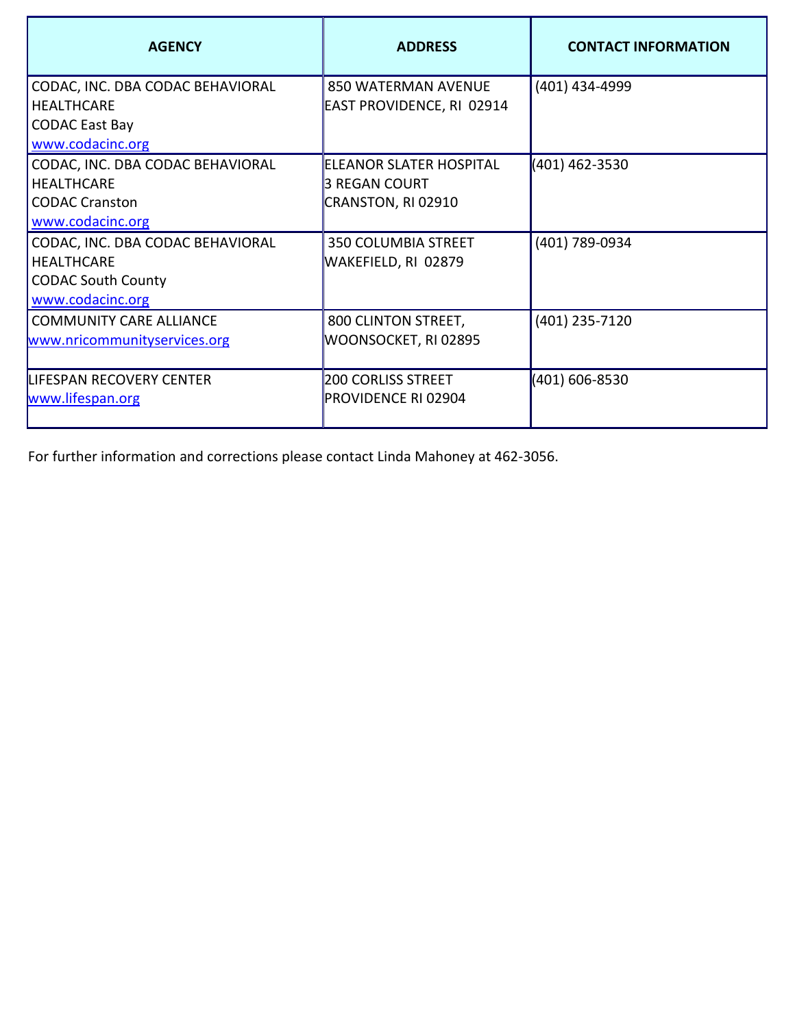| AGENCY | ADDRESS | CONTACT INFORMATION |
|---|---|---|
| CODAC, INC. DBA CODAC BEHAVIORAL HEALTHCARE<br>CODAC East Bay<br>www.codacinc.org | 850 WATERMAN AVENUE<br>EAST PROVIDENCE, RI 02914 | (401) 434-4999 |
| CODAC, INC. DBA CODAC BEHAVIORAL HEALTHCARE<br>CODAC Cranston<br>www.codacinc.org | ELEANOR SLATER HOSPITAL<br>3 REGAN COURT<br>CRANSTON, RI 02910 | (401) 462-3530 |
| CODAC, INC. DBA CODAC BEHAVIORAL HEALTHCARE<br>CODAC South County<br>www.codacinc.org | 350 COLUMBIA STREET<br>WAKEFIELD, RI 02879 | (401) 789-0934 |
| COMMUNITY CARE ALLIANCE<br>www.nricommunityservices.org | 800 CLINTON STREET,<br>WOONSOCKET, RI 02895 | (401) 235-7120 |
| LIFESPAN RECOVERY CENTER<br>www.lifespan.org | 200 CORLISS STREET<br>PROVIDENCE RI 02904 | (401) 606-8530 |

For further information and corrections please contact Linda Mahoney at 462-3056.